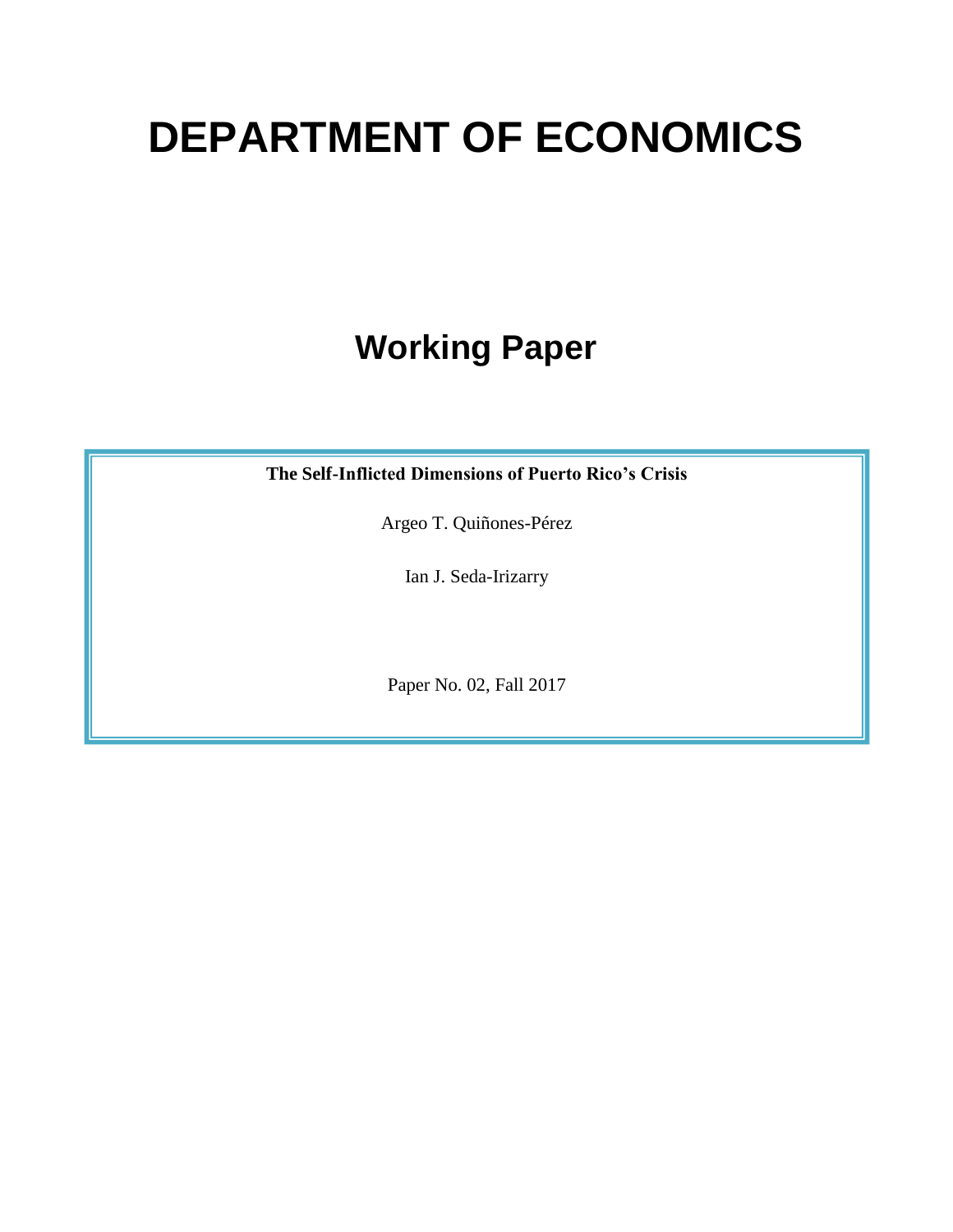# DEPARTMENT OF ECONOMICS

## Working Paper

**The Self-Inflicted Dimensions of Puerto Rico's Crisis**

Argeo T. Quiñones-Pérez

Ian J. Seda-Irizarry

Paper No. 02, Fall 2017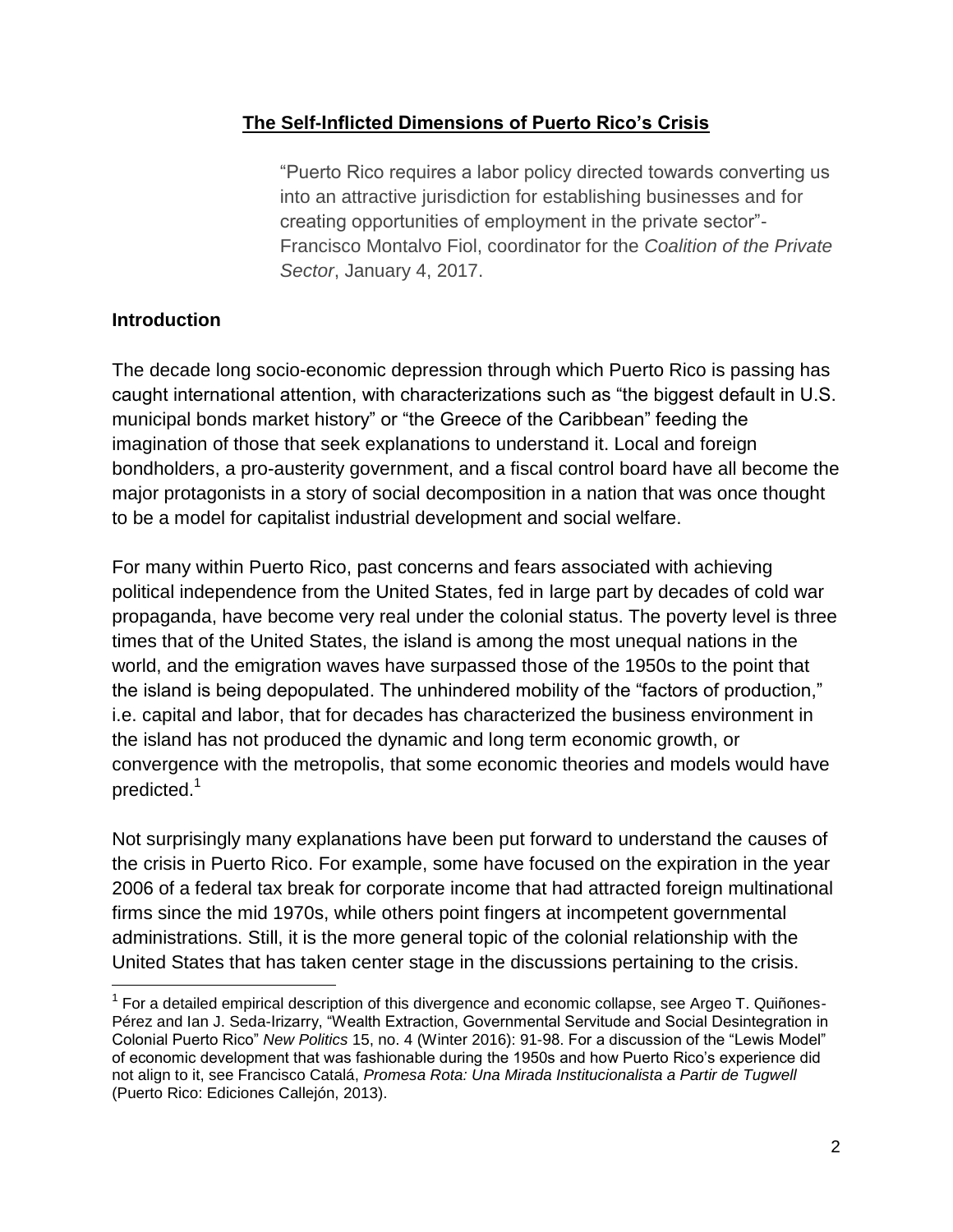## The Self-Inflicted Dimensions of Puerto Rico's Crisis

> "Puerto Rico requires a labor policy directed towards converting us into an attractive jurisdiction for establishing businesses and for creating opportunities of employment in the private sector"- Francisco Montalvo Fiol, coordinator for the *Coalition of the Private Sector*, January 4, 2017.

### Introduction

The decade long socio-economic depression through which Puerto Rico is passing has caught international attention, with characterizations such as "the biggest default in U.S. municipal bonds market history" or "the Greece of the Caribbean" feeding the imagination of those that seek explanations to understand it. Local and foreign bondholders, a pro-austerity government, and a fiscal control board have all become the major protagonists in a story of social decomposition in a nation that was once thought to be a model for capitalist industrial development and social welfare.

For many within Puerto Rico, past concerns and fears associated with achieving political independence from the United States, fed in large part by decades of cold war propaganda, have become very real under the colonial status. The poverty level is three times that of the United States, the island is among the most unequal nations in the world, and the emigration waves have surpassed those of the 1950s to the point that the island is being depopulated. The unhindered mobility of the "factors of production," i.e. capital and labor, that for decades has characterized the business environment in the island has not produced the dynamic and long term economic growth, or convergence with the metropolis, that some economic theories and models would have predicted.[1]

Not surprisingly many explanations have been put forward to understand the causes of the crisis in Puerto Rico. For example, some have focused on the expiration in the year 2006 of a federal tax break for corporate income that had attracted foreign multinational firms since the mid 1970s, while others point fingers at incompetent governmental administrations. Still, it is the more general topic of the colonial relationship with the United States that has taken center stage in the discussions pertaining to the crisis.

---

[1] For a detailed empirical description of this divergence and economic collapse, see Argeo T. Quiñones-Pérez and Ian J. Seda-Irizarry, "Wealth Extraction, Governmental Servitude and Social Desintegration in Colonial Puerto Rico" *New Politics* 15, no. 4 (Winter 2016): 91-98. For a discussion of the "Lewis Model" of economic development that was fashionable during the 1950s and how Puerto Rico's experience did not align to it, see Francisco Catalá, *Promesa Rota: Una Mirada Institucionalista a Partir de Tugwell* (Puerto Rico: Ediciones Callejón, 2013).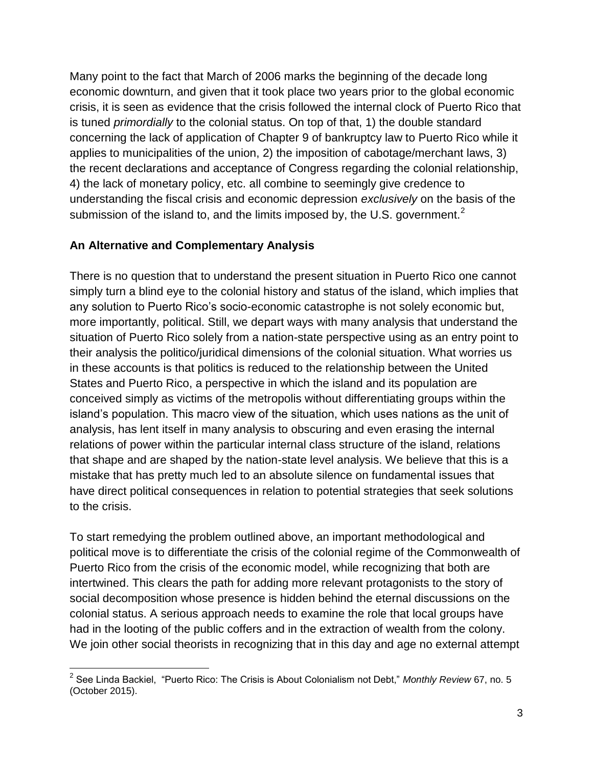Many point to the fact that March of 2006 marks the beginning of the decade long economic downturn, and given that it took place two years prior to the global economic crisis, it is seen as evidence that the crisis followed the internal clock of Puerto Rico that is tuned *primordially* to the colonial status. On top of that, 1) the double standard concerning the lack of application of Chapter 9 of bankruptcy law to Puerto Rico while it applies to municipalities of the union, 2) the imposition of cabotage/merchant laws, 3) the recent declarations and acceptance of Congress regarding the colonial relationship, 4) the lack of monetary policy, etc. all combine to seemingly give credence to understanding the fiscal crisis and economic depression *exclusively* on the basis of the submission of the island to, and the limits imposed by, the U.S. government.[2]

## An Alternative and Complementary Analysis

There is no question that to understand the present situation in Puerto Rico one cannot simply turn a blind eye to the colonial history and status of the island, which implies that any solution to Puerto Rico's socio-economic catastrophe is not solely economic but, more importantly, political. Still, we depart ways with many analysis that understand the situation of Puerto Rico solely from a nation-state perspective using as an entry point to their analysis the politico/juridical dimensions of the colonial situation. What worries us in these accounts is that politics is reduced to the relationship between the United States and Puerto Rico, a perspective in which the island and its population are conceived simply as victims of the metropolis without differentiating groups within the island's population. This macro view of the situation, which uses nations as the unit of analysis, has lent itself in many analysis to obscuring and even erasing the internal relations of power within the particular internal class structure of the island, relations that shape and are shaped by the nation-state level analysis. We believe that this is a mistake that has pretty much led to an absolute silence on fundamental issues that have direct political consequences in relation to potential strategies that seek solutions to the crisis.

To start remedying the problem outlined above, an important methodological and political move is to differentiate the crisis of the colonial regime of the Commonwealth of Puerto Rico from the crisis of the economic model, while recognizing that both are intertwined. This clears the path for adding more relevant protagonists to the story of social decomposition whose presence is hidden behind the eternal discussions on the colonial status. A serious approach needs to examine the role that local groups have had in the looting of the public coffers and in the extraction of wealth from the colony. We join other social theorists in recognizing that in this day and age no external attempt

---

[2] See Linda Backiel, "Puerto Rico: The Crisis is About Colonialism not Debt," *Monthly Review* 67, no. 5 (October 2015).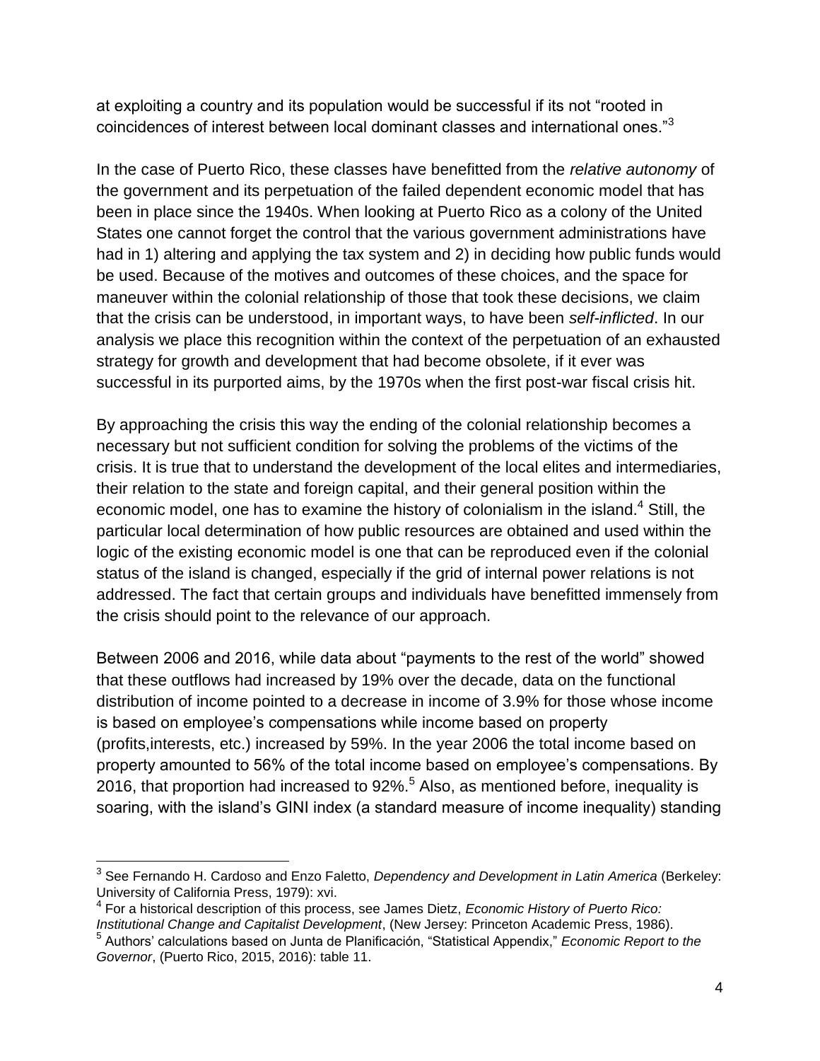at exploiting a country and its population would be successful if its not "rooted in coincidences of interest between local dominant classes and international ones."[3]

In the case of Puerto Rico, these classes have benefitted from the *relative autonomy* of the government and its perpetuation of the failed dependent economic model that has been in place since the 1940s. When looking at Puerto Rico as a colony of the United States one cannot forget the control that the various government administrations have had in 1) altering and applying the tax system and 2) in deciding how public funds would be used. Because of the motives and outcomes of these choices, and the space for maneuver within the colonial relationship of those that took these decisions, we claim that the crisis can be understood, in important ways, to have been *self-inflicted*. In our analysis we place this recognition within the context of the perpetuation of an exhausted strategy for growth and development that had become obsolete, if it ever was successful in its purported aims, by the 1970s when the first post-war fiscal crisis hit.

By approaching the crisis this way the ending of the colonial relationship becomes a necessary but not sufficient condition for solving the problems of the victims of the crisis. It is true that to understand the development of the local elites and intermediaries, their relation to the state and foreign capital, and their general position within the economic model, one has to examine the history of colonialism in the island.[4] Still, the particular local determination of how public resources are obtained and used within the logic of the existing economic model is one that can be reproduced even if the colonial status of the island is changed, especially if the grid of internal power relations is not addressed. The fact that certain groups and individuals have benefitted immensely from the crisis should point to the relevance of our approach.

Between 2006 and 2016, while data about "payments to the rest of the world" showed that these outflows had increased by 19% over the decade, data on the functional distribution of income pointed to a decrease in income of 3.9% for those whose income is based on employee's compensations while income based on property (profits,interests, etc.) increased by 59%. In the year 2006 the total income based on property amounted to 56% of the total income based on employee's compensations. By 2016, that proportion had increased to 92%.[5] Also, as mentioned before, inequality is soaring, with the island's GINI index (a standard measure of income inequality) standing

---

[3] See Fernando H. Cardoso and Enzo Faletto, *Dependency and Development in Latin America* (Berkeley: University of California Press, 1979): xvi.

[4] For a historical description of this process, see James Dietz, *Economic History of Puerto Rico: Institutional Change and Capitalist Development*, (New Jersey: Princeton Academic Press, 1986).

[5] Authors' calculations based on Junta de Planificación, "Statistical Appendix," *Economic Report to the Governor*, (Puerto Rico, 2015, 2016): table 11.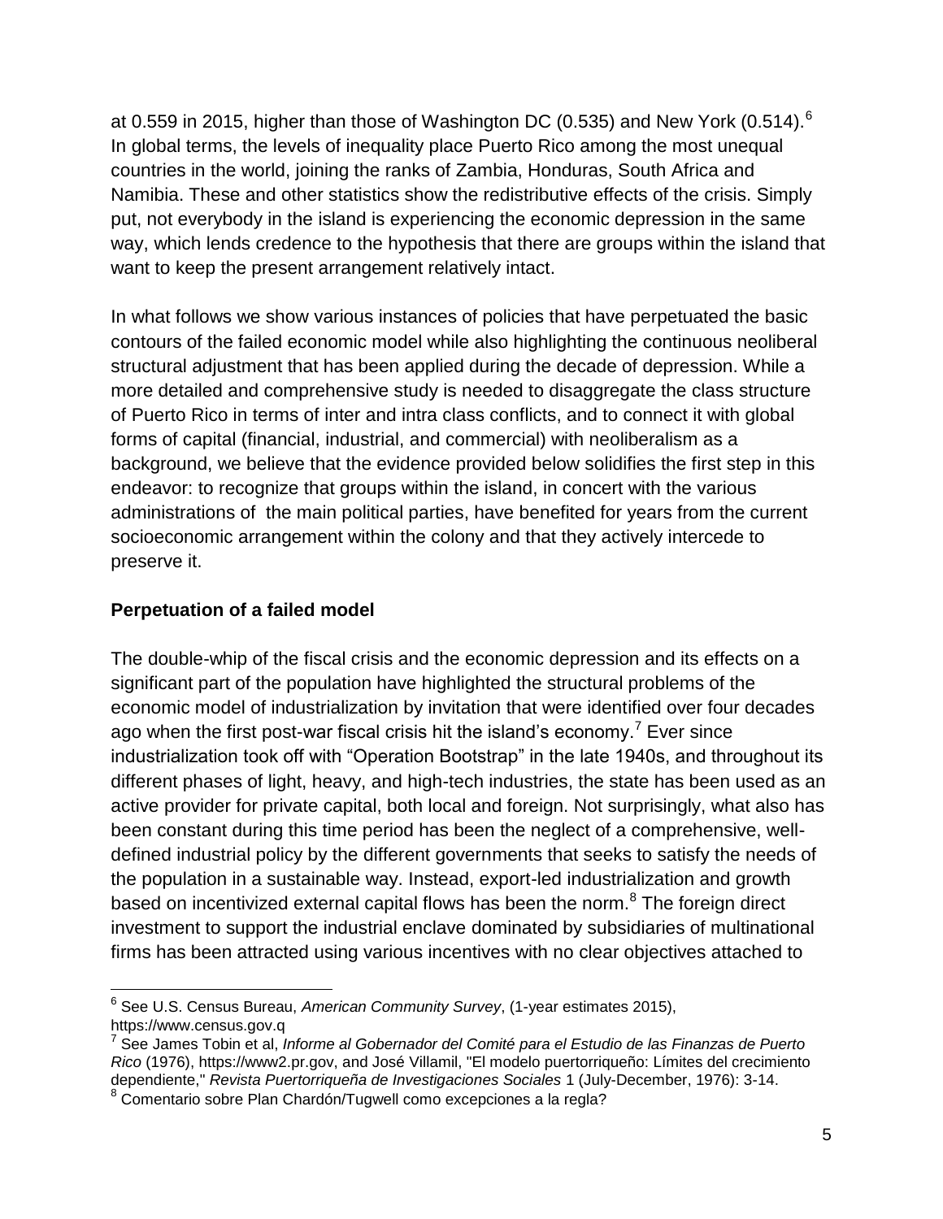at 0.559 in 2015, higher than those of Washington DC (0.535) and New York (0.514).[6] In global terms, the levels of inequality place Puerto Rico among the most unequal countries in the world, joining the ranks of Zambia, Honduras, South Africa and Namibia. These and other statistics show the redistributive effects of the crisis. Simply put, not everybody in the island is experiencing the economic depression in the same way, which lends credence to the hypothesis that there are groups within the island that want to keep the present arrangement relatively intact.

In what follows we show various instances of policies that have perpetuated the basic contours of the failed economic model while also highlighting the continuous neoliberal structural adjustment that has been applied during the decade of depression. While a more detailed and comprehensive study is needed to disaggregate the class structure of Puerto Rico in terms of inter and intra class conflicts, and to connect it with global forms of capital (financial, industrial, and commercial) with neoliberalism as a background, we believe that the evidence provided below solidifies the first step in this endeavor: to recognize that groups within the island, in concert with the various administrations of the main political parties, have benefited for years from the current socioeconomic arrangement within the colony and that they actively intercede to preserve it.

## Perpetuation of a failed model

The double-whip of the fiscal crisis and the economic depression and its effects on a significant part of the population have highlighted the structural problems of the economic model of industrialization by invitation that were identified over four decades ago when the first post-war fiscal crisis hit the island's economy.[7] Ever since industrialization took off with "Operation Bootstrap" in the late 1940s, and throughout its different phases of light, heavy, and high-tech industries, the state has been used as an active provider for private capital, both local and foreign. Not surprisingly, what also has been constant during this time period has been the neglect of a comprehensive, well-defined industrial policy by the different governments that seeks to satisfy the needs of the population in a sustainable way. Instead, export-led industrialization and growth based on incentivized external capital flows has been the norm.[8] The foreign direct investment to support the industrial enclave dominated by subsidiaries of multinational firms has been attracted using various incentives with no clear objectives attached to

---

[6] See U.S. Census Bureau, *American Community Survey*, (1-year estimates 2015), https://www.census.gov.q

[7] See James Tobin et al, *Informe al Gobernador del Comité para el Estudio de las Finanzas de Puerto Rico* (1976), https://www2.pr.gov, and José Villamil, "El modelo puertorriqueño: Límites del crecimiento dependiente," *Revista Puertorriqueña de Investigaciones Sociales* 1 (July-December, 1976): 3-14.

[8] Comentario sobre Plan Chardón/Tugwell como excepciones a la regla?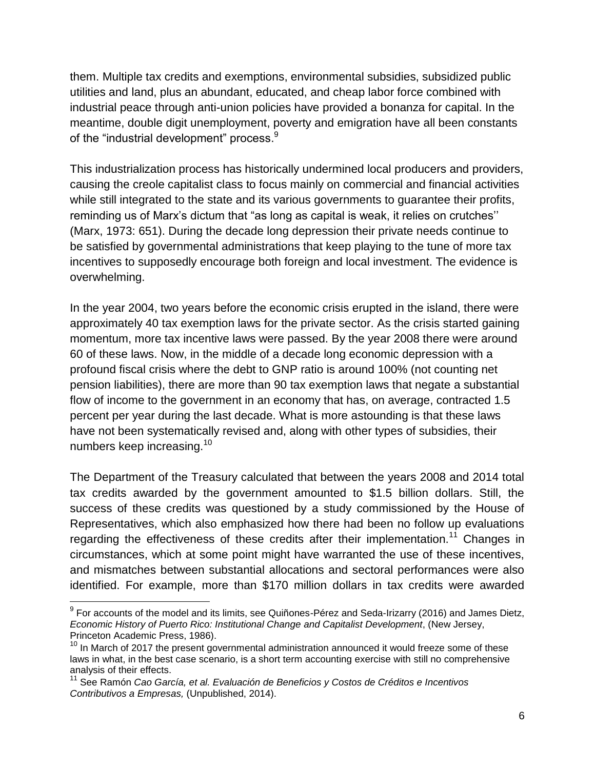them. Multiple tax credits and exemptions, environmental subsidies, subsidized public utilities and land, plus an abundant, educated, and cheap labor force combined with industrial peace through anti-union policies have provided a bonanza for capital. In the meantime, double digit unemployment, poverty and emigration have all been constants of the "industrial development" process.[9]

This industrialization process has historically undermined local producers and providers, causing the creole capitalist class to focus mainly on commercial and financial activities while still integrated to the state and its various governments to guarantee their profits, reminding us of Marx's dictum that "as long as capital is weak, it relies on crutches'' (Marx, 1973: 651). During the decade long depression their private needs continue to be satisfied by governmental administrations that keep playing to the tune of more tax incentives to supposedly encourage both foreign and local investment. The evidence is overwhelming.

In the year 2004, two years before the economic crisis erupted in the island, there were approximately 40 tax exemption laws for the private sector. As the crisis started gaining momentum, more tax incentive laws were passed. By the year 2008 there were around 60 of these laws. Now, in the middle of a decade long economic depression with a profound fiscal crisis where the debt to GNP ratio is around 100% (not counting net pension liabilities), there are more than 90 tax exemption laws that negate a substantial flow of income to the government in an economy that has, on average, contracted 1.5 percent per year during the last decade. What is more astounding is that these laws have not been systematically revised and, along with other types of subsidies, their numbers keep increasing.[10]

The Department of the Treasury calculated that between the years 2008 and 2014 total tax credits awarded by the government amounted to $1.5 billion dollars. Still, the success of these credits was questioned by a study commissioned by the House of Representatives, which also emphasized how there had been no follow up evaluations regarding the effectiveness of these credits after their implementation.[11] Changes in circumstances, which at some point might have warranted the use of these incentives, and mismatches between substantial allocations and sectoral performances were also identified. For example, more than $170 million dollars in tax credits were awarded

---

[9] For accounts of the model and its limits, see Quiñones-Pérez and Seda-Irizarry (2016) and James Dietz, *Economic History of Puerto Rico: Institutional Change and Capitalist Development*, (New Jersey, Princeton Academic Press, 1986).

[10] In March of 2017 the present governmental administration announced it would freeze some of these laws in what, in the best case scenario, is a short term accounting exercise with still no comprehensive analysis of their effects.

[11] See Ramón *Cao García, et al. Evaluación de Beneficios y Costos de Créditos e Incentivos Contributivos a Empresas,* (Unpublished, 2014).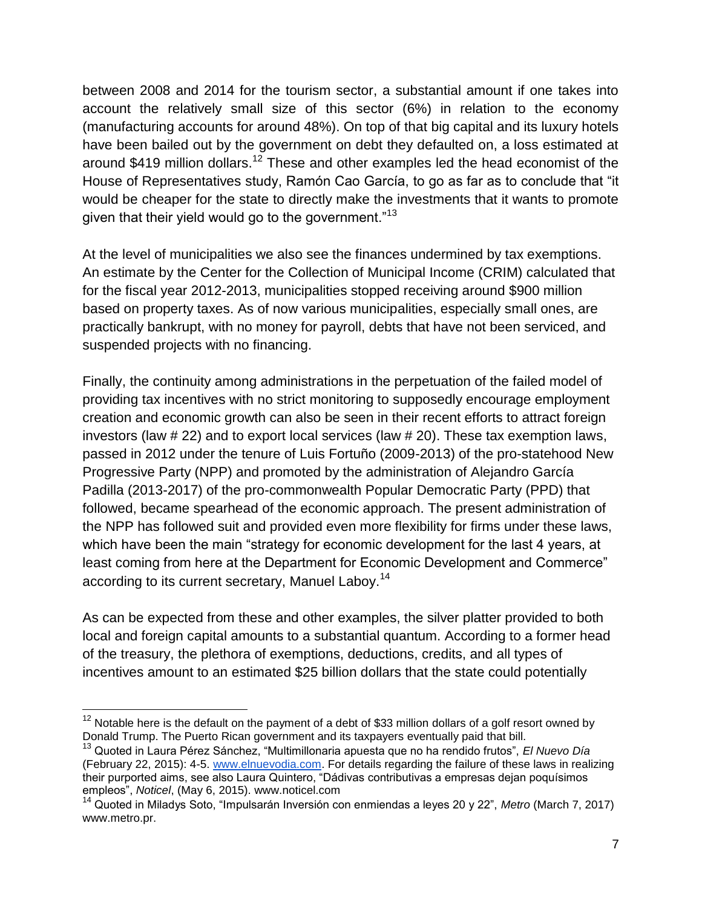between 2008 and 2014 for the tourism sector, a substantial amount if one takes into account the relatively small size of this sector (6%) in relation to the economy (manufacturing accounts for around 48%). On top of that big capital and its luxury hotels have been bailed out by the government on debt they defaulted on, a loss estimated at around $419 million dollars.[12] These and other examples led the head economist of the House of Representatives study, Ramón Cao García, to go as far as to conclude that "it would be cheaper for the state to directly make the investments that it wants to promote given that their yield would go to the government."[13]

At the level of municipalities we also see the finances undermined by tax exemptions. An estimate by the Center for the Collection of Municipal Income (CRIM) calculated that for the fiscal year 2012-2013, municipalities stopped receiving around $900 million based on property taxes. As of now various municipalities, especially small ones, are practically bankrupt, with no money for payroll, debts that have not been serviced, and suspended projects with no financing.

Finally, the continuity among administrations in the perpetuation of the failed model of providing tax incentives with no strict monitoring to supposedly encourage employment creation and economic growth can also be seen in their recent efforts to attract foreign investors (law # 22) and to export local services (law # 20). These tax exemption laws, passed in 2012 under the tenure of Luis Fortuño (2009-2013) of the pro-statehood New Progressive Party (NPP) and promoted by the administration of Alejandro García Padilla (2013-2017) of the pro-commonwealth Popular Democratic Party (PPD) that followed, became spearhead of the economic approach. The present administration of the NPP has followed suit and provided even more flexibility for firms under these laws, which have been the main "strategy for economic development for the last 4 years, at least coming from here at the Department for Economic Development and Commerce" according to its current secretary, Manuel Laboy.[14]

As can be expected from these and other examples, the silver platter provided to both local and foreign capital amounts to a substantial quantum. According to a former head of the treasury, the plethora of exemptions, deductions, credits, and all types of incentives amount to an estimated $25 billion dollars that the state could potentially

---

[12] Notable here is the default on the payment of a debt of $33 million dollars of a golf resort owned by Donald Trump. The Puerto Rican government and its taxpayers eventually paid that bill.

[13] Quoted in Laura Pérez Sánchez, "Multimillonaria apuesta que no ha rendido frutos", *El Nuevo Día* (February 22, 2015): 4-5. www.elnuevodia.com. For details regarding the failure of these laws in realizing their purported aims, see also Laura Quintero, "Dádivas contributivas a empresas dejan poquísimos empleos", *Noticel*, (May 6, 2015). www.noticel.com

[14] Quoted in Miladys Soto, "Impulsarán Inversión con enmiendas a leyes 20 y 22", *Metro* (March 7, 2017) www.metro.pr.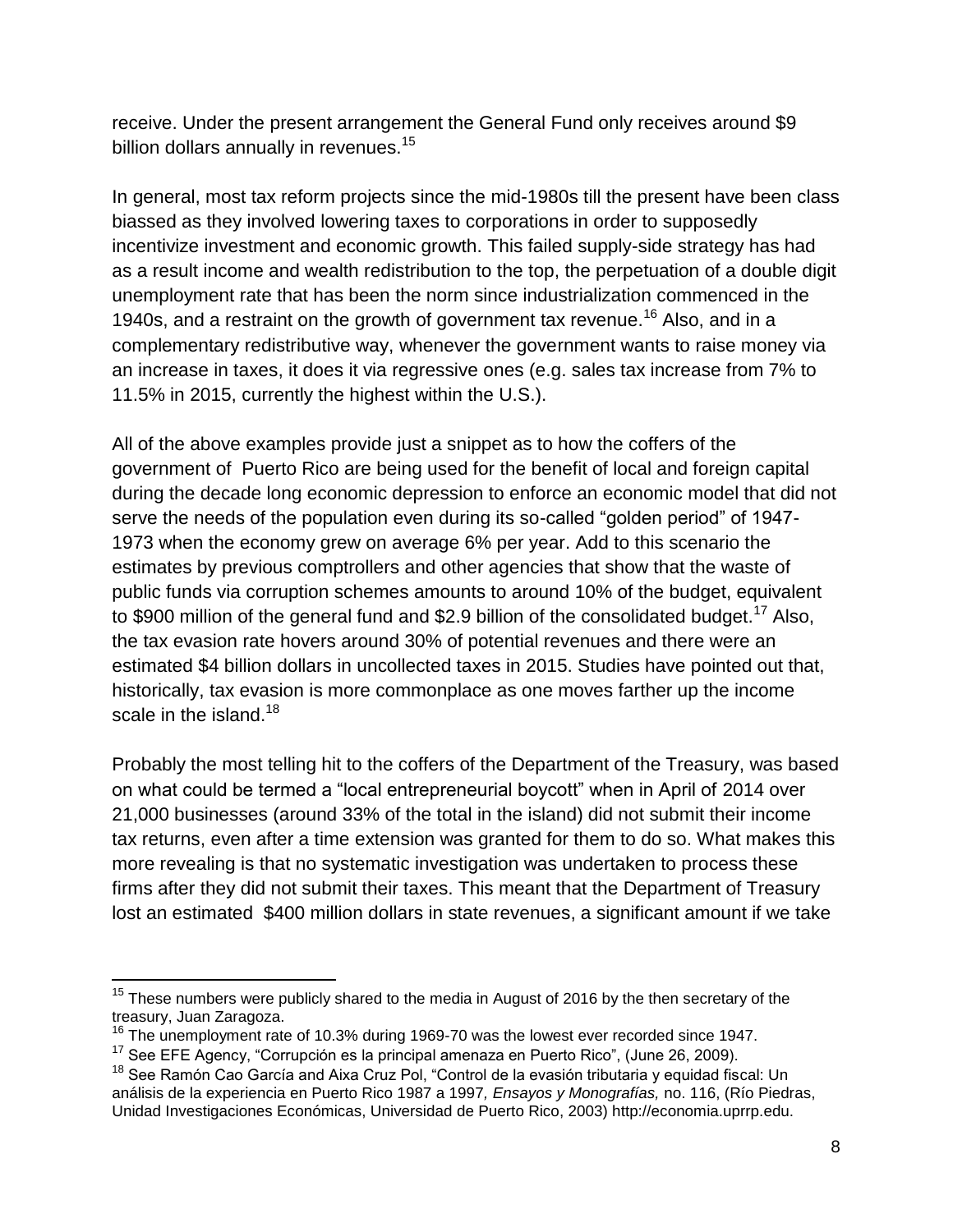receive. Under the present arrangement the General Fund only receives around $9 billion dollars annually in revenues.[15]

In general, most tax reform projects since the mid-1980s till the present have been class biassed as they involved lowering taxes to corporations in order to supposedly incentivize investment and economic growth. This failed supply-side strategy has had as a result income and wealth redistribution to the top, the perpetuation of a double digit unemployment rate that has been the norm since industrialization commenced in the 1940s, and a restraint on the growth of government tax revenue.[16] Also, and in a complementary redistributive way, whenever the government wants to raise money via an increase in taxes, it does it via regressive ones (e.g. sales tax increase from 7% to 11.5% in 2015, currently the highest within the U.S.).

All of the above examples provide just a snippet as to how the coffers of the government of Puerto Rico are being used for the benefit of local and foreign capital during the decade long economic depression to enforce an economic model that did not serve the needs of the population even during its so-called "golden period" of 1947-1973 when the economy grew on average 6% per year. Add to this scenario the estimates by previous comptrollers and other agencies that show that the waste of public funds via corruption schemes amounts to around 10% of the budget, equivalent to $900 million of the general fund and $2.9 billion of the consolidated budget.[17] Also, the tax evasion rate hovers around 30% of potential revenues and there were an estimated $4 billion dollars in uncollected taxes in 2015. Studies have pointed out that, historically, tax evasion is more commonplace as one moves farther up the income scale in the island.[18]

Probably the most telling hit to the coffers of the Department of the Treasury, was based on what could be termed a "local entrepreneurial boycott" when in April of 2014 over 21,000 businesses (around 33% of the total in the island) did not submit their income tax returns, even after a time extension was granted for them to do so. What makes this more revealing is that no systematic investigation was undertaken to process these firms after they did not submit their taxes. This meant that the Department of Treasury lost an estimated $400 million dollars in state revenues, a significant amount if we take

---

[15] These numbers were publicly shared to the media in August of 2016 by the then secretary of the treasury, Juan Zaragoza.

[16] The unemployment rate of 10.3% during 1969-70 was the lowest ever recorded since 1947.

[17] See EFE Agency, "Corrupción es la principal amenaza en Puerto Rico", (June 26, 2009).

[18] See Ramón Cao García and Aixa Cruz Pol, "Control de la evasión tributaria y equidad fiscal: Un análisis de la experiencia en Puerto Rico 1987 a 1997*, Ensayos y Monografías,* no. 116, (Río Piedras, Unidad Investigaciones Económicas, Universidad de Puerto Rico, 2003) http://economia.uprrp.edu.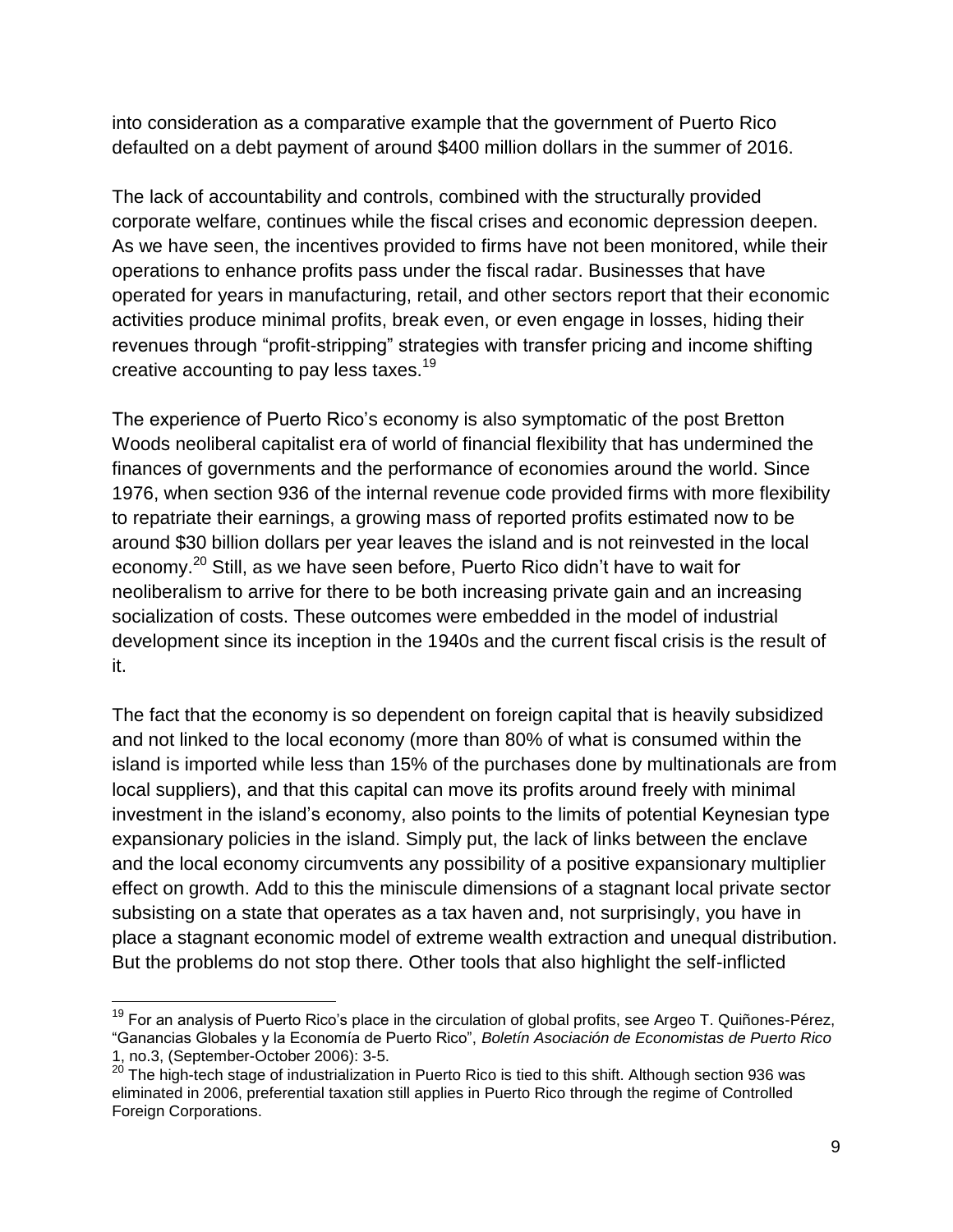into consideration as a comparative example that the government of Puerto Rico defaulted on a debt payment of around $400 million dollars in the summer of 2016.

The lack of accountability and controls, combined with the structurally provided corporate welfare, continues while the fiscal crises and economic depression deepen. As we have seen, the incentives provided to firms have not been monitored, while their operations to enhance profits pass under the fiscal radar. Businesses that have operated for years in manufacturing, retail, and other sectors report that their economic activities produce minimal profits, break even, or even engage in losses, hiding their revenues through "profit-stripping" strategies with transfer pricing and income shifting creative accounting to pay less taxes.[19]

The experience of Puerto Rico's economy is also symptomatic of the post Bretton Woods neoliberal capitalist era of world of financial flexibility that has undermined the finances of governments and the performance of economies around the world. Since 1976, when section 936 of the internal revenue code provided firms with more flexibility to repatriate their earnings, a growing mass of reported profits estimated now to be around $30 billion dollars per year leaves the island and is not reinvested in the local economy.[20] Still, as we have seen before, Puerto Rico didn't have to wait for neoliberalism to arrive for there to be both increasing private gain and an increasing socialization of costs. These outcomes were embedded in the model of industrial development since its inception in the 1940s and the current fiscal crisis is the result of it.

The fact that the economy is so dependent on foreign capital that is heavily subsidized and not linked to the local economy (more than 80% of what is consumed within the island is imported while less than 15% of the purchases done by multinationals are from local suppliers), and that this capital can move its profits around freely with minimal investment in the island's economy, also points to the limits of potential Keynesian type expansionary policies in the island. Simply put, the lack of links between the enclave and the local economy circumvents any possibility of a positive expansionary multiplier effect on growth. Add to this the miniscule dimensions of a stagnant local private sector subsisting on a state that operates as a tax haven and, not surprisingly, you have in place a stagnant economic model of extreme wealth extraction and unequal distribution. But the problems do not stop there. Other tools that also highlight the self-inflicted

---

[19] For an analysis of Puerto Rico's place in the circulation of global profits, see Argeo T. Quiñones-Pérez, "Ganancias Globales y la Economía de Puerto Rico", *Boletín Asociación de Economistas de Puerto Rico* 1, no.3, (September-October 2006): 3-5.

[20] The high-tech stage of industrialization in Puerto Rico is tied to this shift. Although section 936 was eliminated in 2006, preferential taxation still applies in Puerto Rico through the regime of Controlled Foreign Corporations.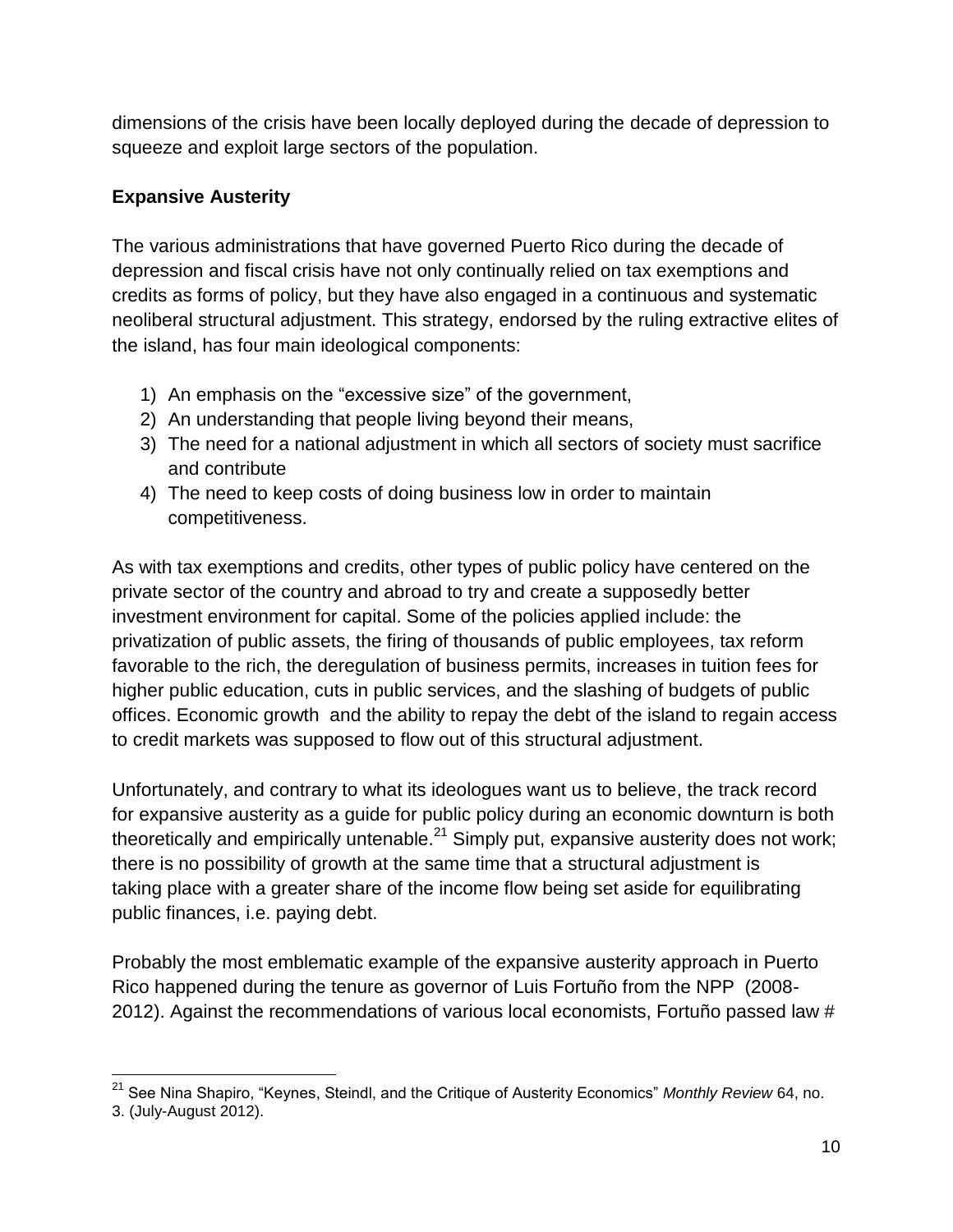dimensions of the crisis have been locally deployed during the decade of depression to squeeze and exploit large sectors of the population.

**Expansive Austerity**

The various administrations that have governed Puerto Rico during the decade of depression and fiscal crisis have not only continually relied on tax exemptions and credits as forms of policy, but they have also engaged in a continuous and systematic neoliberal structural adjustment. This strategy, endorsed by the ruling extractive elites of the island, has four main ideological components:

1) An emphasis on the "excessive size" of the government,
2) An understanding that people living beyond their means,
3) The need for a national adjustment in which all sectors of society must sacrifice and contribute
4) The need to keep costs of doing business low in order to maintain competitiveness.

As with tax exemptions and credits, other types of public policy have centered on the private sector of the country and abroad to try and create a supposedly better investment environment for capital. Some of the policies applied include: the privatization of public assets, the firing of thousands of public employees, tax reform favorable to the rich, the deregulation of business permits, increases in tuition fees for higher public education, cuts in public services, and the slashing of budgets of public offices. Economic growth and the ability to repay the debt of the island to regain access to credit markets was supposed to flow out of this structural adjustment.

Unfortunately, and contrary to what its ideologues want us to believe, the track record for expansive austerity as a guide for public policy during an economic downturn is both theoretically and empirically untenable.[21] Simply put, expansive austerity does not work; there is no possibility of growth at the same time that a structural adjustment is taking place with a greater share of the income flow being set aside for equilibrating public finances, i.e. paying debt.

Probably the most emblematic example of the expansive austerity approach in Puerto Rico happened during the tenure as governor of Luis Fortuño from the NPP (2008-2012). Against the recommendations of various local economists, Fortuño passed law #

[21] See Nina Shapiro, "Keynes, Steindl, and the Critique of Austerity Economics" *Monthly Review* 64, no. 3. (July-August 2012).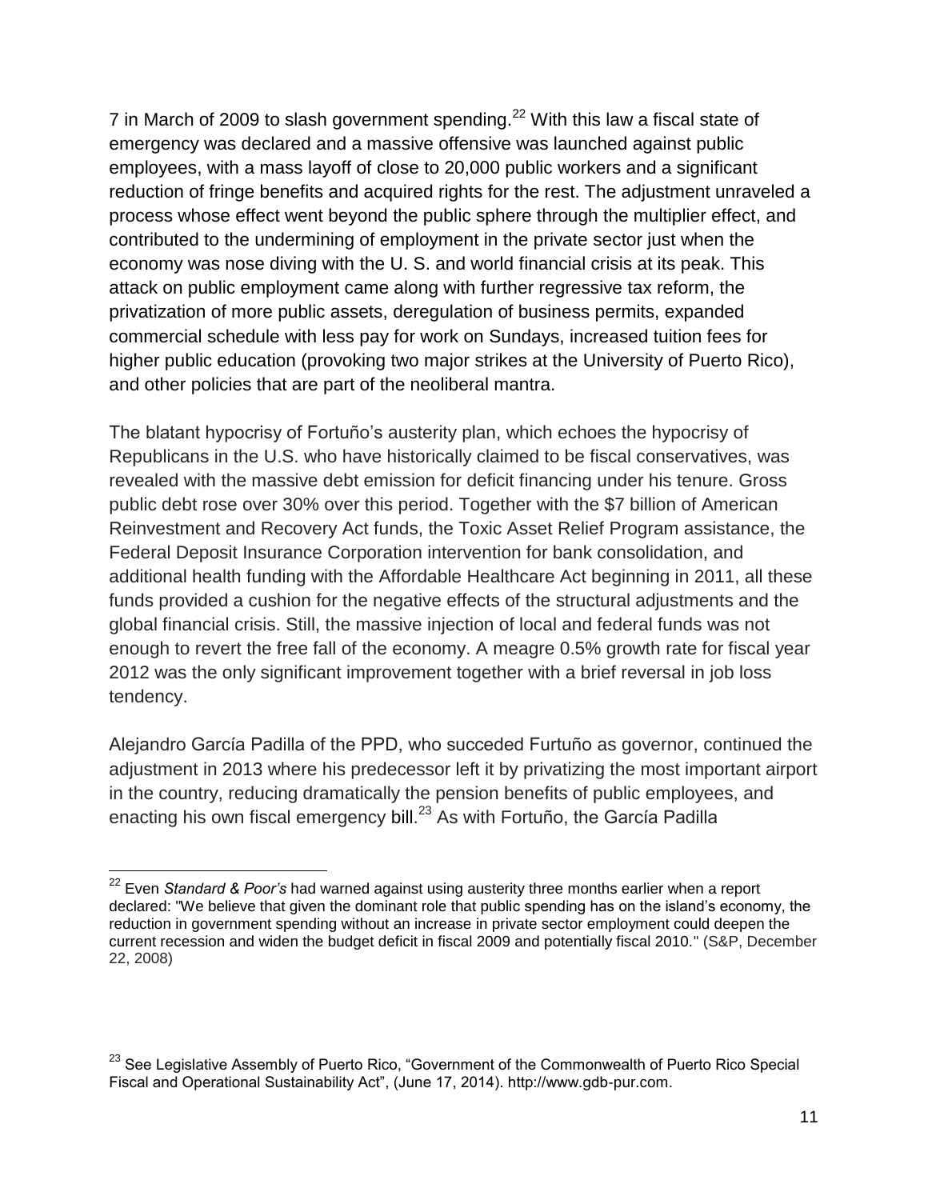7 in March of 2009 to slash government spending.[22] With this law a fiscal state of emergency was declared and a massive offensive was launched against public employees, with a mass layoff of close to 20,000 public workers and a significant reduction of fringe benefits and acquired rights for the rest. The adjustment unraveled a process whose effect went beyond the public sphere through the multiplier effect, and contributed to the undermining of employment in the private sector just when the economy was nose diving with the U. S. and world financial crisis at its peak. This attack on public employment came along with further regressive tax reform, the privatization of more public assets, deregulation of business permits, expanded commercial schedule with less pay for work on Sundays, increased tuition fees for higher public education (provoking two major strikes at the University of Puerto Rico), and other policies that are part of the neoliberal mantra.

The blatant hypocrisy of Fortuño's austerity plan, which echoes the hypocrisy of Republicans in the U.S. who have historically claimed to be fiscal conservatives, was revealed with the massive debt emission for deficit financing under his tenure. Gross public debt rose over 30% over this period. Together with the $7 billion of American Reinvestment and Recovery Act funds, the Toxic Asset Relief Program assistance, the Federal Deposit Insurance Corporation intervention for bank consolidation, and additional health funding with the Affordable Healthcare Act beginning in 2011, all these funds provided a cushion for the negative effects of the structural adjustments and the global financial crisis. Still, the massive injection of local and federal funds was not enough to revert the free fall of the economy. A meagre 0.5% growth rate for fiscal year 2012 was the only significant improvement together with a brief reversal in job loss tendency.

Alejandro García Padilla of the PPD, who succeded Furtuño as governor, continued the adjustment in 2013 where his predecessor left it by privatizing the most important airport in the country, reducing dramatically the pension benefits of public employees, and enacting his own fiscal emergency bill.[23] As with Fortuño, the García Padilla

---

[22] Even *Standard & Poor's* had warned against using austerity three months earlier when a report declared: "We believe that given the dominant role that public spending has on the island's economy, the reduction in government spending without an increase in private sector employment could deepen the current recession and widen the budget deficit in fiscal 2009 and potentially fiscal 2010." (S&P, December 22, 2008)

[23] See Legislative Assembly of Puerto Rico, "Government of the Commonwealth of Puerto Rico Special Fiscal and Operational Sustainability Act", (June 17, 2014). http://www.gdb-pur.com.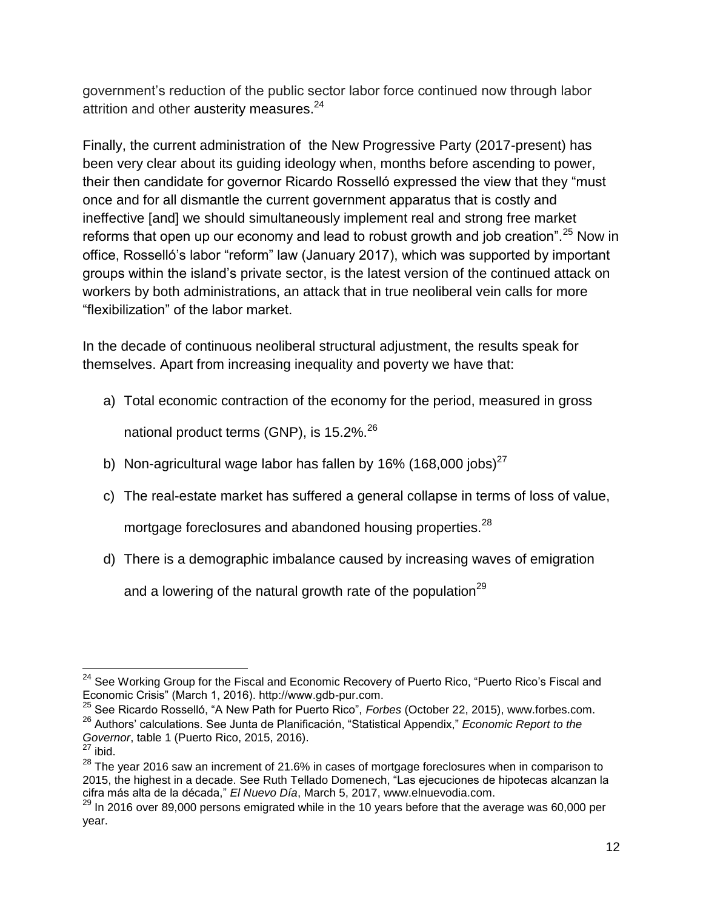government's reduction of the public sector labor force continued now through labor attrition and other austerity measures.[24]

Finally, the current administration of the New Progressive Party (2017-present) has been very clear about its guiding ideology when, months before ascending to power, their then candidate for governor Ricardo Rosselló expressed the view that they "must once and for all dismantle the current government apparatus that is costly and ineffective [and] we should simultaneously implement real and strong free market reforms that open up our economy and lead to robust growth and job creation".[25] Now in office, Rosselló's labor "reform" law (January 2017), which was supported by important groups within the island's private sector, is the latest version of the continued attack on workers by both administrations, an attack that in true neoliberal vein calls for more "flexibilization" of the labor market.

In the decade of continuous neoliberal structural adjustment, the results speak for themselves. Apart from increasing inequality and poverty we have that:

a) Total economic contraction of the economy for the period, measured in gross national product terms (GNP), is 15.2%.[26]
b) Non-agricultural wage labor has fallen by 16% (168,000 jobs)[27]
c) The real-estate market has suffered a general collapse in terms of loss of value, mortgage foreclosures and abandoned housing properties.[28]
d) There is a demographic imbalance caused by increasing waves of emigration and a lowering of the natural growth rate of the population[29]

---

[24] See Working Group for the Fiscal and Economic Recovery of Puerto Rico, "Puerto Rico's Fiscal and Economic Crisis" (March 1, 2016). http://www.gdb-pur.com.

[25] See Ricardo Rosselló, "A New Path for Puerto Rico", *Forbes* (October 22, 2015), www.forbes.com.

[26] Authors' calculations. See Junta de Planificación, "Statistical Appendix," *Economic Report to the Governor*, table 1 (Puerto Rico, 2015, 2016).

[27] ibid.

[28] The year 2016 saw an increment of 21.6% in cases of mortgage foreclosures when in comparison to 2015, the highest in a decade. See Ruth Tellado Domenech, "Las ejecuciones de hipotecas alcanzan la cifra más alta de la década," *El Nuevo Día*, March 5, 2017, www.elnuevodia.com.

[29] In 2016 over 89,000 persons emigrated while in the 10 years before that the average was 60,000 per year.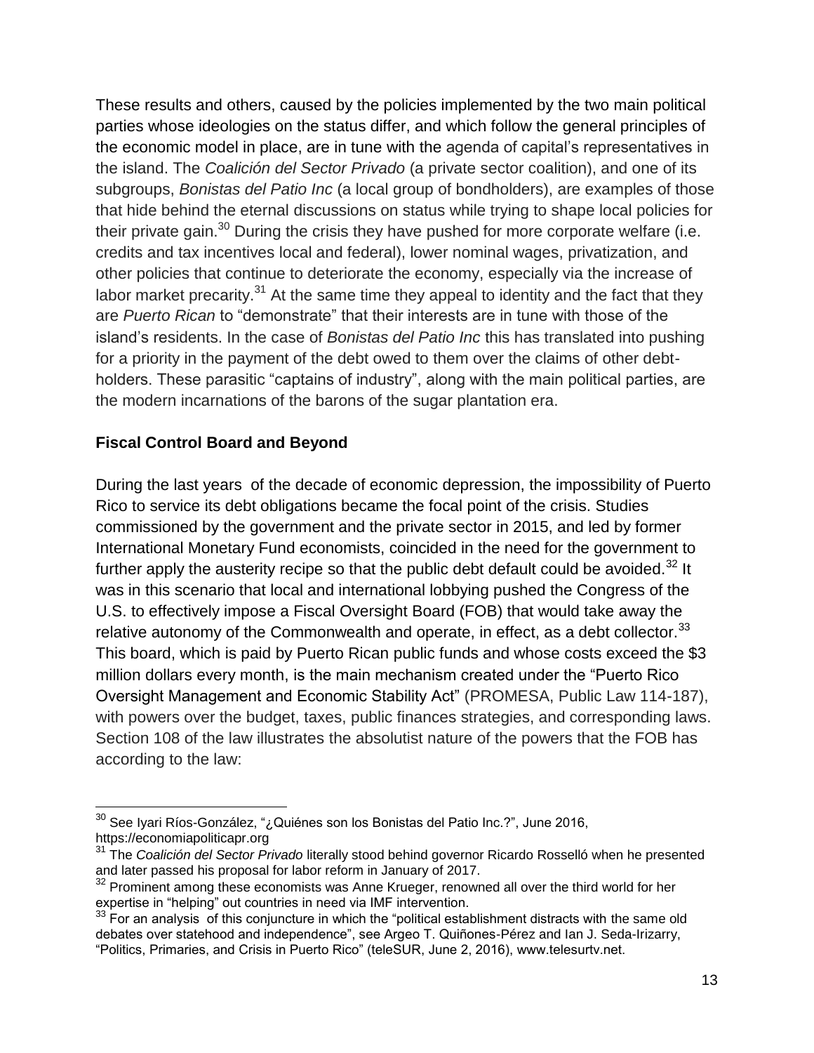These results and others, caused by the policies implemented by the two main political parties whose ideologies on the status differ, and which follow the general principles of the economic model in place, are in tune with the agenda of capital's representatives in the island. The *Coalición del Sector Privado* (a private sector coalition), and one of its subgroups, *Bonistas del Patio Inc* (a local group of bondholders), are examples of those that hide behind the eternal discussions on status while trying to shape local policies for their private gain.[30] During the crisis they have pushed for more corporate welfare (i.e. credits and tax incentives local and federal), lower nominal wages, privatization, and other policies that continue to deteriorate the economy, especially via the increase of labor market precarity.[31] At the same time they appeal to identity and the fact that they are *Puerto Rican* to "demonstrate" that their interests are in tune with those of the island's residents. In the case of *Bonistas del Patio Inc* this has translated into pushing for a priority in the payment of the debt owed to them over the claims of other debt-holders. These parasitic "captains of industry", along with the main political parties, are the modern incarnations of the barons of the sugar plantation era.

## Fiscal Control Board and Beyond

During the last years of the decade of economic depression, the impossibility of Puerto Rico to service its debt obligations became the focal point of the crisis. Studies commissioned by the government and the private sector in 2015, and led by former International Monetary Fund economists, coincided in the need for the government to further apply the austerity recipe so that the public debt default could be avoided.[32] It was in this scenario that local and international lobbying pushed the Congress of the U.S. to effectively impose a Fiscal Oversight Board (FOB) that would take away the relative autonomy of the Commonwealth and operate, in effect, as a debt collector.[33] This board, which is paid by Puerto Rican public funds and whose costs exceed the $3 million dollars every month, is the main mechanism created under the "Puerto Rico Oversight Management and Economic Stability Act" (PROMESA, Public Law 114-187), with powers over the budget, taxes, public finances strategies, and corresponding laws. Section 108 of the law illustrates the absolutist nature of the powers that the FOB has according to the law:

---

[30] See Iyari Ríos-González, "¿Quiénes son los Bonistas del Patio Inc.?", June 2016, https://economiapoliticapr.org

[31] The *Coalición del Sector Privado* literally stood behind governor Ricardo Rosselló when he presented and later passed his proposal for labor reform in January of 2017.

[32] Prominent among these economists was Anne Krueger, renowned all over the third world for her expertise in "helping" out countries in need via IMF intervention.

[33] For an analysis of this conjuncture in which the "political establishment distracts with the same old debates over statehood and independence", see Argeo T. Quiñones-Pérez and Ian J. Seda-Irizarry, "Politics, Primaries, and Crisis in Puerto Rico" (teleSUR, June 2, 2016), www.telesurtv.net.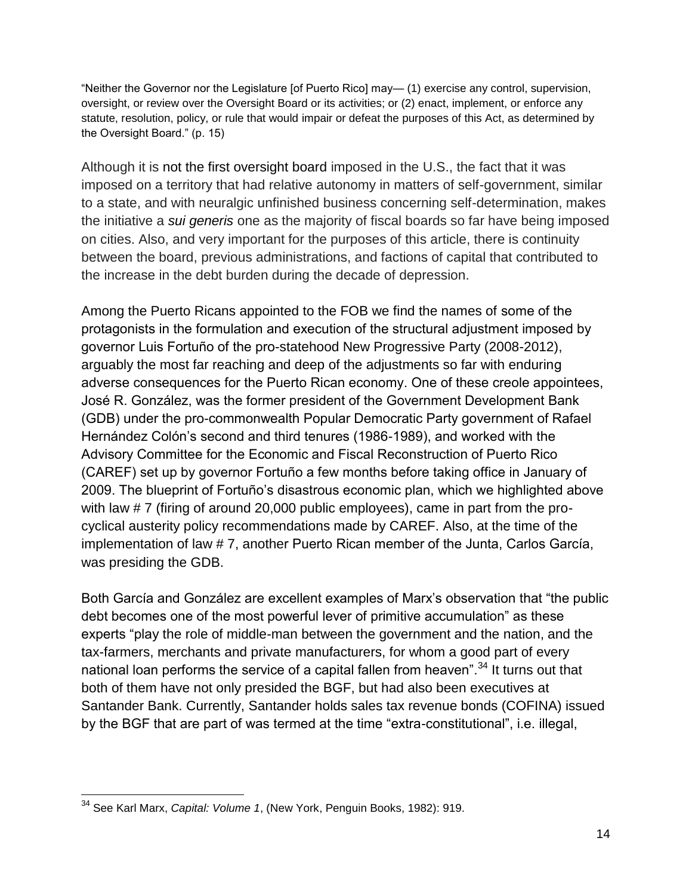"Neither the Governor nor the Legislature [of Puerto Rico] may— (1) exercise any control, supervision, oversight, or review over the Oversight Board or its activities; or (2) enact, implement, or enforce any statute, resolution, policy, or rule that would impair or defeat the purposes of this Act, as determined by the Oversight Board." (p. 15)

Although it is not the first oversight board imposed in the U.S., the fact that it was imposed on a territory that had relative autonomy in matters of self-government, similar to a state, and with neuralgic unfinished business concerning self-determination, makes the initiative a *sui generis* one as the majority of fiscal boards so far have being imposed on cities. Also, and very important for the purposes of this article, there is continuity between the board, previous administrations, and factions of capital that contributed to the increase in the debt burden during the decade of depression.

Among the Puerto Ricans appointed to the FOB we find the names of some of the protagonists in the formulation and execution of the structural adjustment imposed by governor Luis Fortuño of the pro-statehood New Progressive Party (2008-2012), arguably the most far reaching and deep of the adjustments so far with enduring adverse consequences for the Puerto Rican economy. One of these creole appointees, José R. González, was the former president of the Government Development Bank (GDB) under the pro-commonwealth Popular Democratic Party government of Rafael Hernández Colón's second and third tenures (1986-1989), and worked with the Advisory Committee for the Economic and Fiscal Reconstruction of Puerto Rico (CAREF) set up by governor Fortuño a few months before taking office in January of 2009. The blueprint of Fortuño's disastrous economic plan, which we highlighted above with law # 7 (firing of around 20,000 public employees), came in part from the pro-cyclical austerity policy recommendations made by CAREF. Also, at the time of the implementation of law # 7, another Puerto Rican member of the Junta, Carlos García, was presiding the GDB.

Both García and González are excellent examples of Marx's observation that "the public debt becomes one of the most powerful lever of primitive accumulation" as these experts "play the role of middle-man between the government and the nation, and the tax-farmers, merchants and private manufacturers, for whom a good part of every national loan performs the service of a capital fallen from heaven".[34] It turns out that both of them have not only presided the BGF, but had also been executives at Santander Bank. Currently, Santander holds sales tax revenue bonds (COFINA) issued by the BGF that are part of was termed at the time "extra-constitutional", i.e. illegal,

[34] See Karl Marx, *Capital: Volume 1*, (New York, Penguin Books, 1982): 919.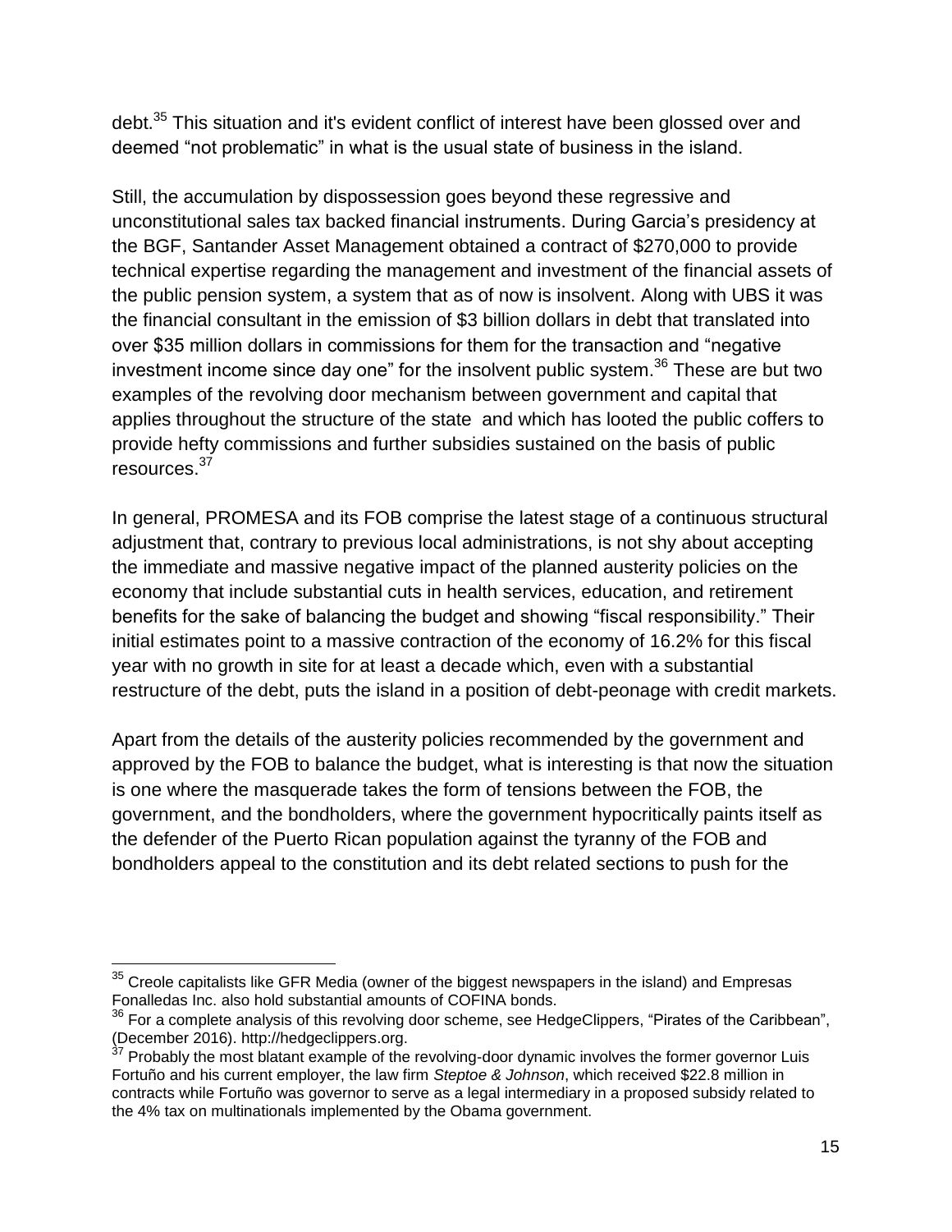debt.[35] This situation and it's evident conflict of interest have been glossed over and deemed "not problematic" in what is the usual state of business in the island.

Still, the accumulation by dispossession goes beyond these regressive and unconstitutional sales tax backed financial instruments. During Garcia's presidency at the BGF, Santander Asset Management obtained a contract of $270,000 to provide technical expertise regarding the management and investment of the financial assets of the public pension system, a system that as of now is insolvent. Along with UBS it was the financial consultant in the emission of $3 billion dollars in debt that translated into over $35 million dollars in commissions for them for the transaction and "negative investment income since day one" for the insolvent public system.[36] These are but two examples of the revolving door mechanism between government and capital that applies throughout the structure of the state and which has looted the public coffers to provide hefty commissions and further subsidies sustained on the basis of public resources.[37]

In general, PROMESA and its FOB comprise the latest stage of a continuous structural adjustment that, contrary to previous local administrations, is not shy about accepting the immediate and massive negative impact of the planned austerity policies on the economy that include substantial cuts in health services, education, and retirement benefits for the sake of balancing the budget and showing "fiscal responsibility." Their initial estimates point to a massive contraction of the economy of 16.2% for this fiscal year with no growth in site for at least a decade which, even with a substantial restructure of the debt, puts the island in a position of debt-peonage with credit markets.

Apart from the details of the austerity policies recommended by the government and approved by the FOB to balance the budget, what is interesting is that now the situation is one where the masquerade takes the form of tensions between the FOB, the government, and the bondholders, where the government hypocritically paints itself as the defender of the Puerto Rican population against the tyranny of the FOB and bondholders appeal to the constitution and its debt related sections to push for the

---

[35] Creole capitalists like GFR Media (owner of the biggest newspapers in the island) and Empresas Fonalledas Inc. also hold substantial amounts of COFINA bonds.

[36] For a complete analysis of this revolving door scheme, see HedgeClippers, "Pirates of the Caribbean", (December 2016). http://hedgeclippers.org.

[37] Probably the most blatant example of the revolving-door dynamic involves the former governor Luis Fortuño and his current employer, the law firm *Steptoe & Johnson*, which received $22.8 million in contracts while Fortuño was governor to serve as a legal intermediary in a proposed subsidy related to the 4% tax on multinationals implemented by the Obama government.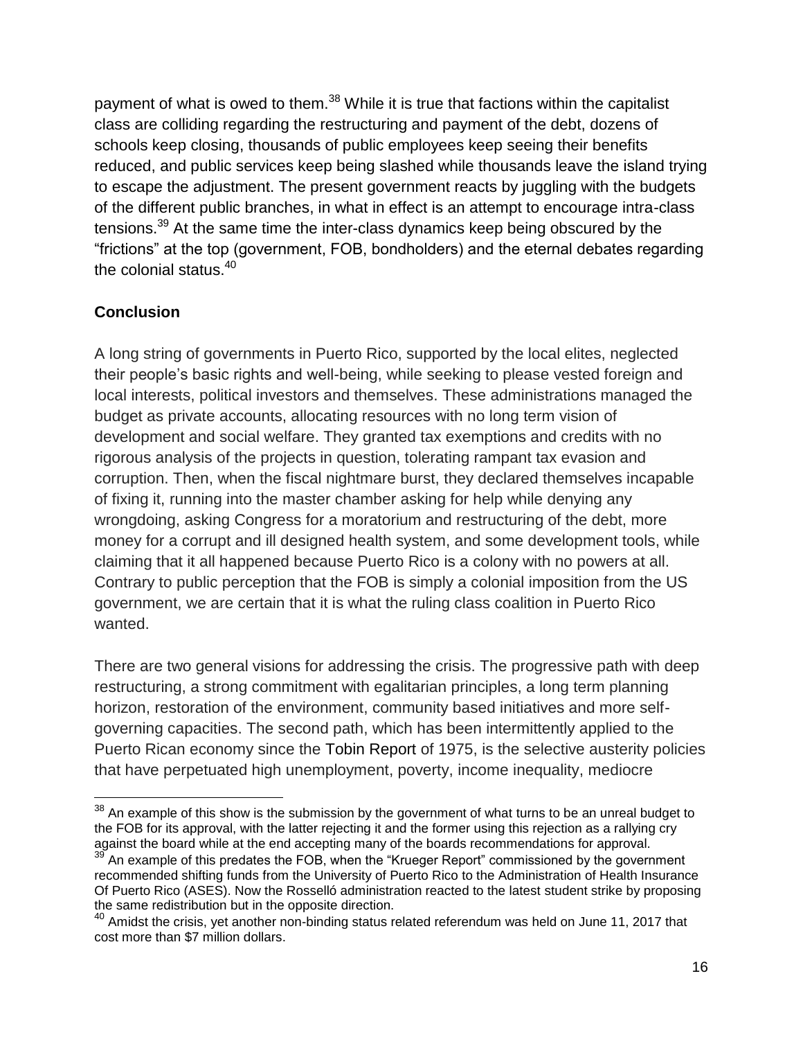payment of what is owed to them.[38] While it is true that factions within the capitalist class are colliding regarding the restructuring and payment of the debt, dozens of schools keep closing, thousands of public employees keep seeing their benefits reduced, and public services keep being slashed while thousands leave the island trying to escape the adjustment. The present government reacts by juggling with the budgets of the different public branches, in what in effect is an attempt to encourage intra-class tensions.[39] At the same time the inter-class dynamics keep being obscured by the "frictions" at the top (government, FOB, bondholders) and the eternal debates regarding the colonial status.[40]

## Conclusion

A long string of governments in Puerto Rico, supported by the local elites, neglected their people's basic rights and well-being, while seeking to please vested foreign and local interests, political investors and themselves. These administrations managed the budget as private accounts, allocating resources with no long term vision of development and social welfare. They granted tax exemptions and credits with no rigorous analysis of the projects in question, tolerating rampant tax evasion and corruption. Then, when the fiscal nightmare burst, they declared themselves incapable of fixing it, running into the master chamber asking for help while denying any wrongdoing, asking Congress for a moratorium and restructuring of the debt, more money for a corrupt and ill designed health system, and some development tools, while claiming that it all happened because Puerto Rico is a colony with no powers at all. Contrary to public perception that the FOB is simply a colonial imposition from the US government, we are certain that it is what the ruling class coalition in Puerto Rico wanted.

There are two general visions for addressing the crisis. The progressive path with deep restructuring, a strong commitment with egalitarian principles, a long term planning horizon, restoration of the environment, community based initiatives and more self-governing capacities. The second path, which has been intermittently applied to the Puerto Rican economy since the Tobin Report of 1975, is the selective austerity policies that have perpetuated high unemployment, poverty, income inequality, mediocre

[38] An example of this show is the submission by the government of what turns to be an unreal budget to the FOB for its approval, with the latter rejecting it and the former using this rejection as a rallying cry against the board while at the end accepting many of the boards recommendations for approval.

[39] An example of this predates the FOB, when the "Krueger Report" commissioned by the government recommended shifting funds from the University of Puerto Rico to the Administration of Health Insurance Of Puerto Rico (ASES). Now the Rosselló administration reacted to the latest student strike by proposing the same redistribution but in the opposite direction.

[40] Amidst the crisis, yet another non-binding status related referendum was held on June 11, 2017 that cost more than $7 million dollars.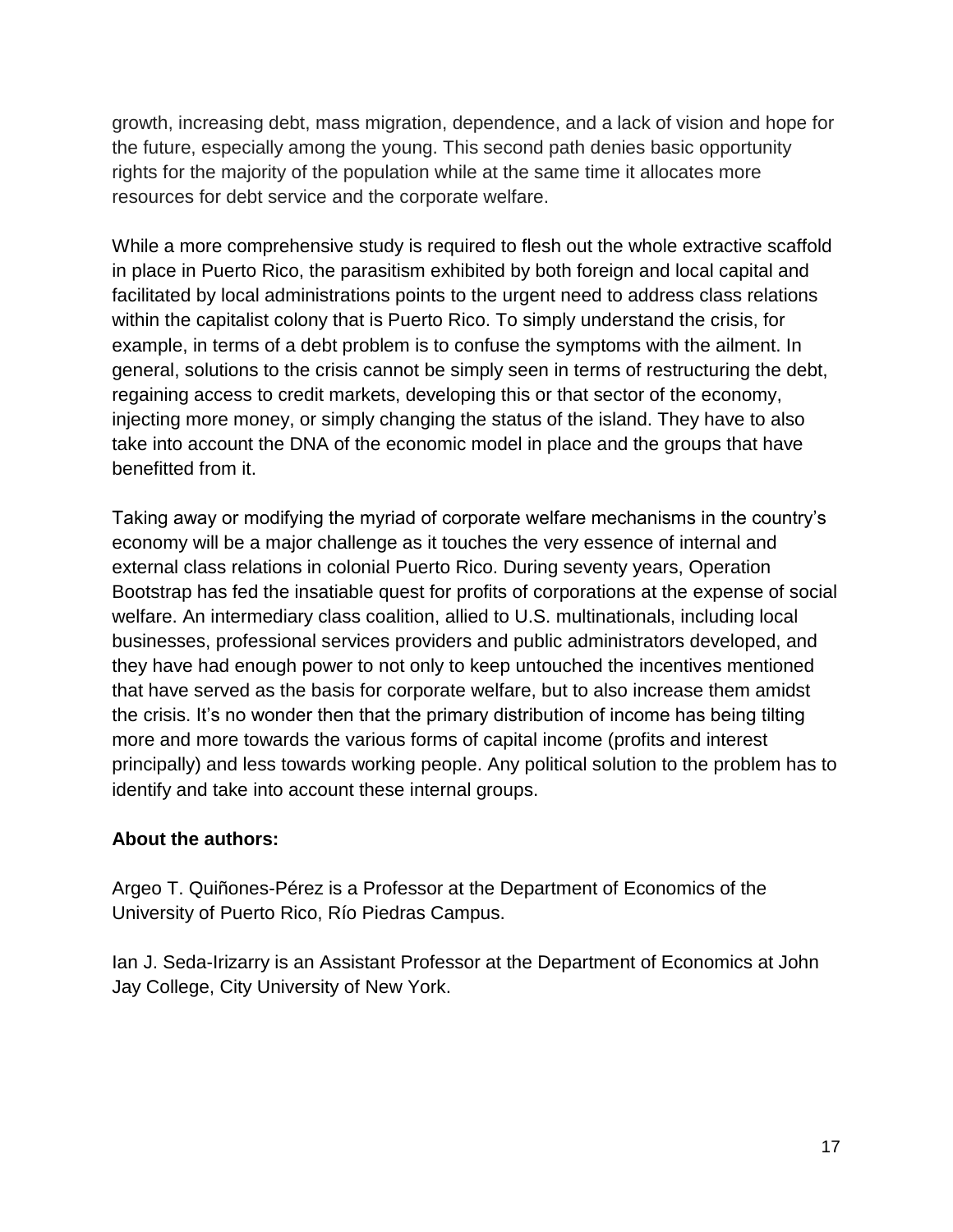growth, increasing debt, mass migration, dependence, and a lack of vision and hope for the future, especially among the young. This second path denies basic opportunity rights for the majority of the population while at the same time it allocates more resources for debt service and the corporate welfare.

While a more comprehensive study is required to flesh out the whole extractive scaffold in place in Puerto Rico, the parasitism exhibited by both foreign and local capital and facilitated by local administrations points to the urgent need to address class relations within the capitalist colony that is Puerto Rico. To simply understand the crisis, for example, in terms of a debt problem is to confuse the symptoms with the ailment. In general, solutions to the crisis cannot be simply seen in terms of restructuring the debt, regaining access to credit markets, developing this or that sector of the economy, injecting more money, or simply changing the status of the island. They have to also take into account the DNA of the economic model in place and the groups that have benefitted from it.

Taking away or modifying the myriad of corporate welfare mechanisms in the country's economy will be a major challenge as it touches the very essence of internal and external class relations in colonial Puerto Rico. During seventy years, Operation Bootstrap has fed the insatiable quest for profits of corporations at the expense of social welfare. An intermediary class coalition, allied to U.S. multinationals, including local businesses, professional services providers and public administrators developed, and they have had enough power to not only to keep untouched the incentives mentioned that have served as the basis for corporate welfare, but to also increase them amidst the crisis. It's no wonder then that the primary distribution of income has being tilting more and more towards the various forms of capital income (profits and interest principally) and less towards working people. Any political solution to the problem has to identify and take into account these internal groups.

**About the authors:**

Argeo T. Quiñones-Pérez is a Professor at the Department of Economics of the University of Puerto Rico, Río Piedras Campus.

Ian J. Seda-Irizarry is an Assistant Professor at the Department of Economics at John Jay College, City University of New York.